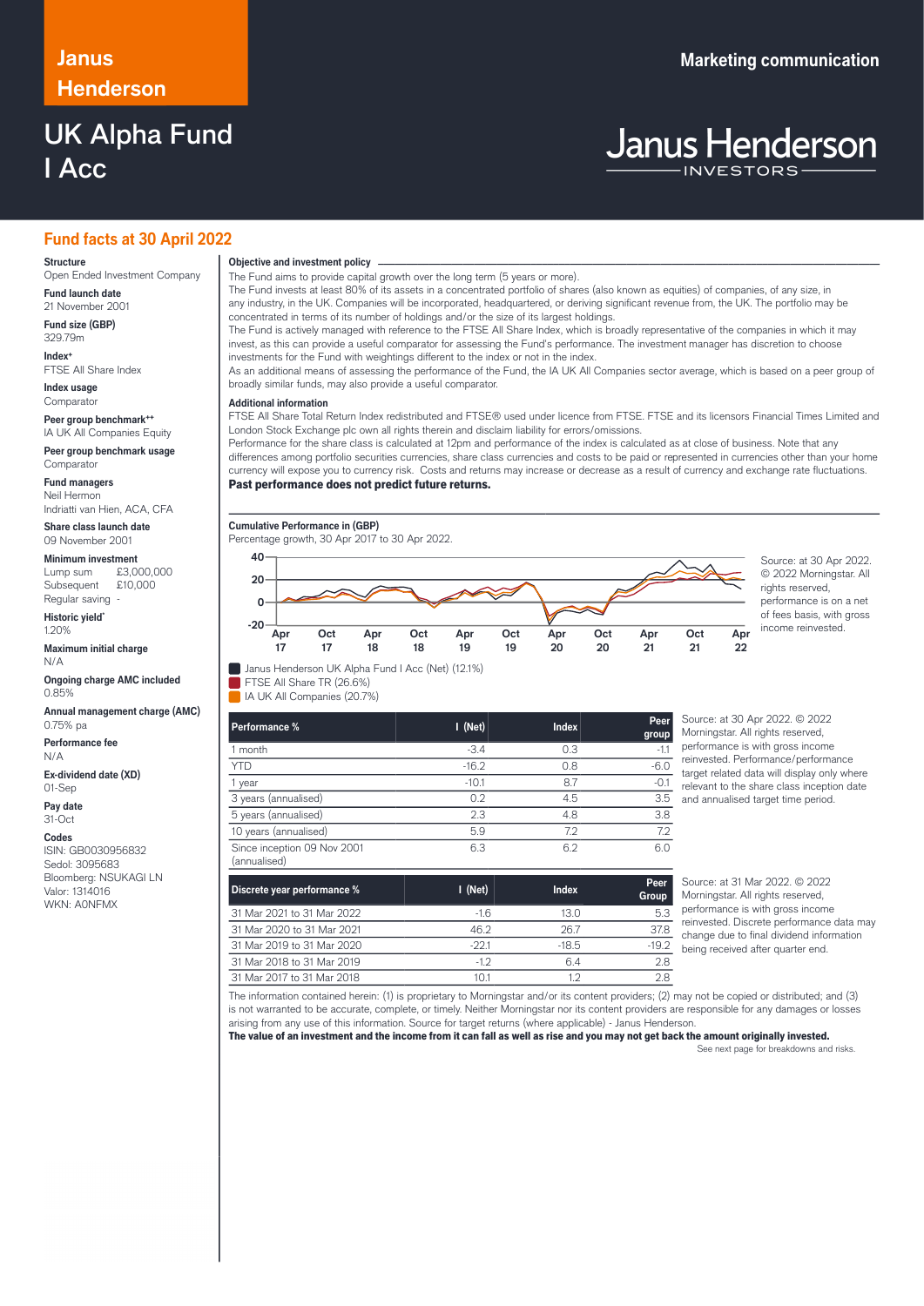# Janus Henderson

# UK Alpha Fund I Acc

Marketing communication

Janus Henderson INVESTORS

## Fund facts at 30 April 2022

**Structure**
Open Ended Investment Company

**Fund launch date**
21 November 2001

**Fund size (GBP)**
329.79m

**Index+**
FTSE All Share Index

**Index usage**
Comparator

**Peer group benchmark++**
IA UK All Companies Equity

**Peer group benchmark usage**
Comparator

**Fund managers**
Neil Hermon
Indriatti van Hien, ACA, CFA

**Share class launch date**
09 November 2001

**Minimum investment**
Lump sum £3,000,000
Subsequent £10,000
Regular saving -

**Historic yield***
1.20%

**Maximum initial charge**
N/A

**Ongoing charge AMC included**
0.85%

**Annual management charge (AMC)**
0.75% pa

**Performance fee**
N/A

**Ex-dividend date (XD)**
01-Sep

**Pay date**
31-Oct

**Codes**
ISIN: GB0030956832
Sedol: 3095683
Bloomberg: NSUKAGI LN
Valor: 1314016
WKN: A0NFMX

**Objective and investment policy**

The Fund aims to provide capital growth over the long term (5 years or more).
The Fund invests at least 80% of its assets in a concentrated portfolio of shares (also known as equities) of companies, of any size, in any industry, in the UK. Companies will be incorporated, headquartered, or deriving significant revenue from, the UK. The portfolio may be concentrated in terms of its number of holdings and/or the size of its largest holdings.
The Fund is actively managed with reference to the FTSE All Share Index, which is broadly representative of the companies in which it may invest, as this can provide a useful comparator for assessing the Fund's performance. The investment manager has discretion to choose investments for the Fund with weightings different to the index or not in the index.
As an additional means of assessing the performance of the Fund, the IA UK All Companies sector average, which is based on a peer group of broadly similar funds, may also provide a useful comparator.

**Additional information**

FTSE All Share Total Return Index redistributed and FTSE® used under licence from FTSE. FTSE and its licensors Financial Times Limited and London Stock Exchange plc own all rights therein and disclaim liability for errors/omissions.
Performance for the share class is calculated at 12pm and performance of the index is calculated as at close of business. Note that any differences among portfolio securities currencies, share class currencies and costs to be paid or represented in currencies other than your home currency will expose you to currency risk. Costs and returns may increase or decrease as a result of currency and exchange rate fluctuations.
**Past performance does not predict future returns.**

**Cumulative Performance in (GBP)**
Percentage growth, 30 Apr 2017 to 30 Apr 2022.

- Janus Henderson UK Alpha Fund I Acc (Net) (12.1%)
- FTSE All Share TR (26.6%)
- IA UK All Companies (20.7%)

Source: at 30 Apr 2022. © 2022 Morningstar. All rights reserved, performance is on a net of fees basis, with gross income reinvested.

| Performance % | I (Net) | Index | Peer group |
|---|---|---|---|
| 1 month | -3.4 | 0.3 | -1.1 |
| YTD | -16.2 | 0.8 | -6.0 |
| 1 year | -10.1 | 8.7 | -0.1 |
| 3 years (annualised) | 0.2 | 4.5 | 3.5 |
| 5 years (annualised) | 2.3 | 4.8 | 3.8 |
| 10 years (annualised) | 5.9 | 7.2 | 7.2 |
| Since inception 09 Nov 2001 (annualised) | 6.3 | 6.2 | 6.0 |

Source: at 30 Apr 2022. © 2022 Morningstar. All rights reserved, performance is with gross income reinvested. Performance/performance target related data will display only where relevant to the share class inception date and annualised target time period.

| Discrete year performance % | I (Net) | Index | Peer Group |
|---|---|---|---|
| 31 Mar 2021 to 31 Mar 2022 | -1.6 | 13.0 | 5.3 |
| 31 Mar 2020 to 31 Mar 2021 | 46.2 | 26.7 | 37.8 |
| 31 Mar 2019 to 31 Mar 2020 | -22.1 | -18.5 | -19.2 |
| 31 Mar 2018 to 31 Mar 2019 | -1.2 | 6.4 | 2.8 |
| 31 Mar 2017 to 31 Mar 2018 | 10.1 | 1.2 | 2.8 |

Source: at 31 Mar 2022. © 2022 Morningstar. All rights reserved, performance is with gross income reinvested. Discrete performance data may change due to final dividend information being received after quarter end.

The information contained herein: (1) is proprietary to Morningstar and/or its content providers; (2) may not be copied or distributed; and (3) is not warranted to be accurate, complete, or timely. Neither Morningstar nor its content providers are responsible for any damages or losses arising from any use of this information. Source for target returns (where applicable) - Janus Henderson.
**The value of an investment and the income from it can fall as well as rise and you may not get back the amount originally invested.**

See next page for breakdowns and risks.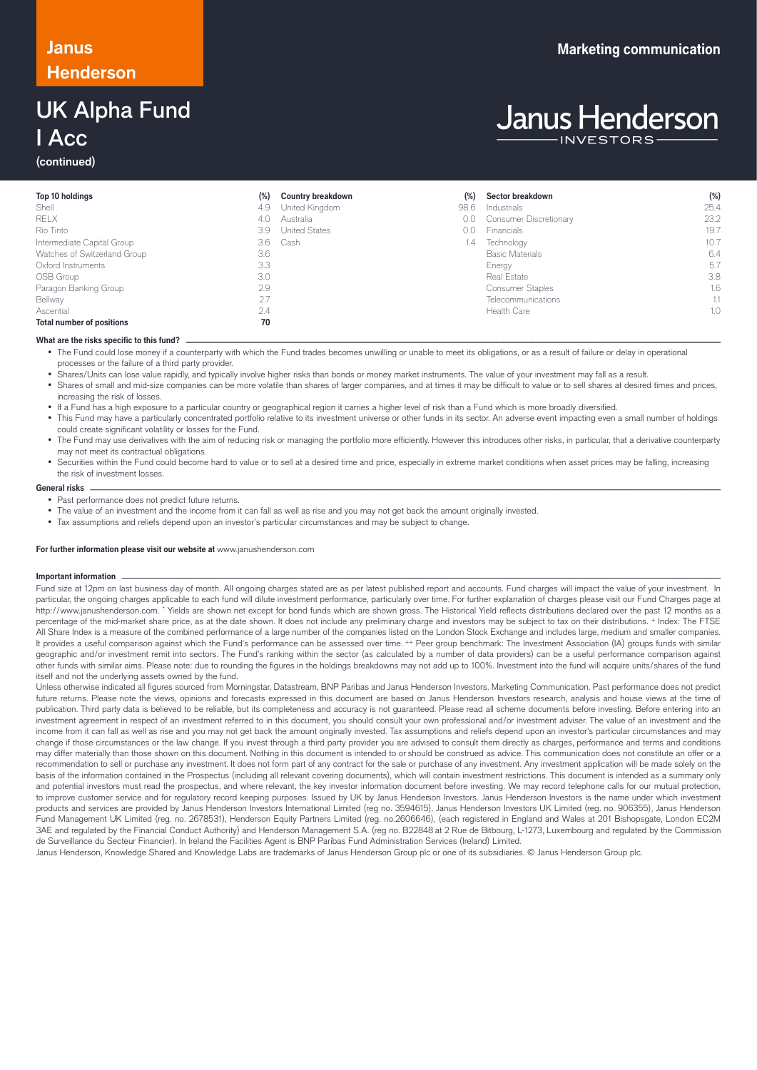Janus Henderson

# UK Alpha Fund I Acc

(continued)

Marketing communication

Janus Henderson INVESTORS

| Top 10 holdings | (%) |
|---|---|
| Shell | 4.9 |
| RELX | 4.0 |
| Rio Tinto | 3.9 |
| Intermediate Capital Group | 3.6 |
| Watches of Switzerland Group | 3.6 |
| Oxford Instruments | 3.3 |
| OSB Group | 3.0 |
| Paragon Banking Group | 2.9 |
| Bellway | 2.7 |
| Ascential | 2.4 |
| **Total number of positions** | **70** |

| Country breakdown | (%) |
|---|---|
| United Kingdom | 98.6 |
| Australia | 0.0 |
| United States | 0.0 |
| Cash | 1.4 |

| Sector breakdown | (%) |
|---|---|
| Industrials | 25.4 |
| Consumer Discretionary | 23.2 |
| Financials | 19.7 |
| Technology | 10.7 |
| Basic Materials | 6.4 |
| Energy | 5.7 |
| Real Estate | 3.8 |
| Consumer Staples | 1.6 |
| Telecommunications | 1.1 |
| Health Care | 1.0 |

### What are the risks specific to this fund?

- The Fund could lose money if a counterparty with which the Fund trades becomes unwilling or unable to meet its obligations, or as a result of failure or delay in operational processes or the failure of a third party provider.
- Shares/Units can lose value rapidly, and typically involve higher risks than bonds or money market instruments. The value of your investment may fall as a result.
- Shares of small and mid-size companies can be more volatile than shares of larger companies, and at times it may be difficult to value or to sell shares at desired times and prices, increasing the risk of losses.
- If a Fund has a high exposure to a particular country or geographical region it carries a higher level of risk than a Fund which is more broadly diversified.
- This Fund may have a particularly concentrated portfolio relative to its investment universe or other funds in its sector. An adverse event impacting even a small number of holdings could create significant volatility or losses for the Fund.
- The Fund may use derivatives with the aim of reducing risk or managing the portfolio more efficiently. However this introduces other risks, in particular, that a derivative counterparty may not meet its contractual obligations.
- Securities within the Fund could become hard to value or to sell at a desired time and price, especially in extreme market conditions when asset prices may be falling, increasing the risk of investment losses.

### General risks

- Past performance does not predict future returns.
- The value of an investment and the income from it can fall as well as rise and you may not get back the amount originally invested.
- Tax assumptions and reliefs depend upon an investor's particular circumstances and may be subject to change.

**For further information please visit our website at** www.janushenderson.com

### Important information

Fund size at 12pm on last business day of month. All ongoing charges stated are as per latest published report and accounts. Fund charges will impact the value of your investment. In particular, the ongoing charges applicable to each fund will dilute investment performance, particularly over time. For further explanation of charges please visit our Fund Charges page at http://www.janushenderson.com. * Yields are shown net except for bond funds which are shown gross. The Historical Yield reflects distributions declared over the past 12 months as a percentage of the mid-market share price, as at the date shown. It does not include any preliminary charge and investors may be subject to tax on their distributions. + Index: The FTSE All Share Index is a measure of the combined performance of a large number of the companies listed on the London Stock Exchange and includes large, medium and smaller companies. It provides a useful comparison against which the Fund's performance can be assessed over time. ++ Peer group benchmark: The Investment Association (IA) groups funds with similar geographic and/or investment remit into sectors. The Fund's ranking within the sector (as calculated by a number of data providers) can be a useful performance comparison against other funds with similar aims. Please note: due to rounding the figures in the holdings breakdowns may not add up to 100%. Investment into the fund will acquire units/shares of the fund itself and not the underlying assets owned by the fund.

Unless otherwise indicated all figures sourced from Morningstar, Datastream, BNP Paribas and Janus Henderson Investors. Marketing Communication. Past performance does not predict future returns. Please note the views, opinions and forecasts expressed in this document are based on Janus Henderson Investors research, analysis and house views at the time of publication. Third party data is believed to be reliable, but its completeness and accuracy is not guaranteed. Please read all scheme documents before investing. Before entering into an investment agreement in respect of an investment referred to in this document, you should consult your own professional and/or investment adviser. The value of an investment and the income from it can fall as well as rise and you may not get back the amount originally invested. Tax assumptions and reliefs depend upon an investor's particular circumstances and may change if those circumstances or the law change. If you invest through a third party provider you are advised to consult them directly as charges, performance and terms and conditions may differ materially than those shown on this document. Nothing in this document is intended to or should be construed as advice. This communication does not constitute an offer or a recommendation to sell or purchase any investment. It does not form part of any contract for the sale or purchase of any investment. Any investment application will be made solely on the basis of the information contained in the Prospectus (including all relevant covering documents), which will contain investment restrictions. This document is intended as a summary only and potential investors must read the prospectus, and where relevant, the key investor information document before investing. We may record telephone calls for our mutual protection, to improve customer service and for regulatory record keeping purposes. Issued by UK by Janus Henderson Investors. Janus Henderson Investors is the name under which investment products and services are provided by Janus Henderson Investors International Limited (reg no. 3594615), Janus Henderson Investors UK Limited (reg. no. 906355), Janus Henderson Fund Management UK Limited (reg. no. 2678531), Henderson Equity Partners Limited (reg. no.2606646), (each registered in England and Wales at 201 Bishopsgate, London EC2M 3AE and regulated by the Financial Conduct Authority) and Henderson Management S.A. (reg no. B22848 at 2 Rue de Bitbourg, L-1273, Luxembourg and regulated by the Commission de Surveillance du Secteur Financier). In Ireland the Facilities Agent is BNP Paribas Fund Administration Services (Ireland) Limited.

Janus Henderson, Knowledge Shared and Knowledge Labs are trademarks of Janus Henderson Group plc or one of its subsidiaries. © Janus Henderson Group plc.